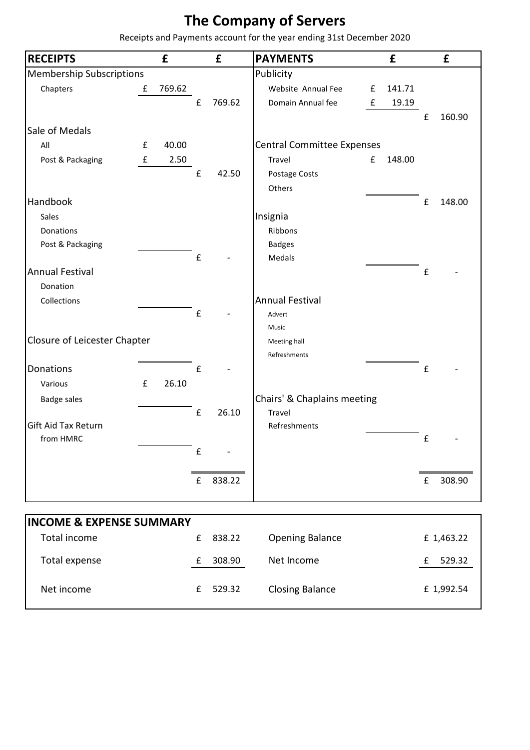# The Company of Servers

Receipts and Payments account for the year ending 31st December 2020

| RECEIPTS | £ | £ | PAYMENTS | £ | £ |
|---|---|---|---|---|---|
| Membership Subscriptions | | | Publicity | | |
| Chapters | £ 769.62 | | Website Annual Fee | £ 141.71 | |
| | | £ 769.62 | Domain Annual fee | £ 19.19 | |
| | | | | | £ 160.90 |
| Sale of Medals | | | | | |
| All | £ 40.00 | | Central Committee Expenses | | |
| Post & Packaging | £ 2.50 | | Travel | £ 148.00 | |
| | | £ 42.50 | Postage Costs | | |
| | | | Others | | |
| Handbook | | | | | £ 148.00 |
| Sales | | | Insignia | | |
| Donations | | | Ribbons | | |
| Post & Packaging | | | Badges | | |
| | | £ - | Medals | | |
| Annual Festival | | | | | £ - |
| Donation | | | | | |
| Collections | | | Annual Festival | | |
| | | £ - | Advert | | |
| | | | Music | | |
| Closure of Leicester Chapter | | | Meeting hall | | |
| | | | Refreshments | | |
| Donations | | £ - | | | £ - |
| Various | £ 26.10 | | | | |
| Badge sales | | | Chairs' & Chaplains meeting | | |
| | | £ 26.10 | Travel | | |
| Gift Aid Tax Return | | | Refreshments | | |
| from HMRC | | | | | £ - |
| | | £ - | | | |
| | | £ 838.22 | | | £ 308.90 |

| INCOME & EXPENSE SUMMARY | | | |
|---|---|---|---|
| Total income | £ 838.22 | Opening Balance | £ 1,463.22 |
| Total expense | £ 308.90 | Net Income | £ 529.32 |
| Net income | £ 529.32 | Closing Balance | £ 1,992.54 |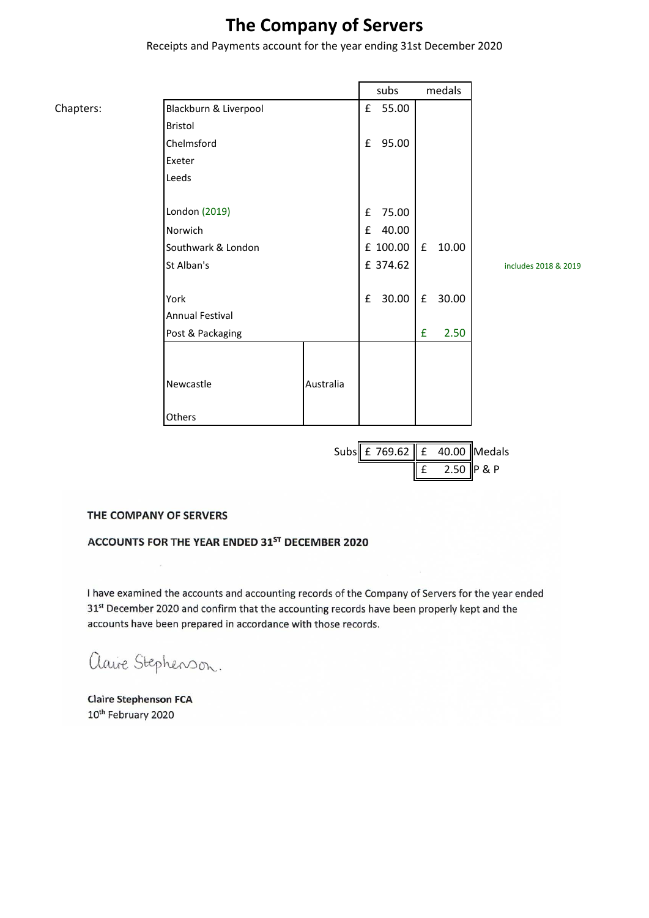# The Company of Servers

Receipts and Payments account for the year ending 31st December 2020

| Chapters: | | | subs | medals | |
|---|---|---|---|---|---|
| | Blackburn & Liverpool | | £ 55.00 | | |
| | Bristol | | | | |
| | Chelmsford | | £ 95.00 | | |
| | Exeter | | | | |
| | Leeds | | | | |
| | London (2019) | | £ 75.00 | | |
| | Norwich | | £ 40.00 | | |
| | Southwark & London | | £ 100.00 | £ 10.00 | |
| | St Alban's | | £ 374.62 | | includes 2018 & 2019 |
| | York | | £ 30.00 | £ 30.00 | |
| | Annual Festival | | | | |
| | Post & Packaging | | | £ 2.50 | |
| | Newcastle | Australia | | | |
| | Others | | | | |
| | | Subs | £ 769.62 | £ 40.00 | Medals |
| | | | | £ 2.50 | P & P |

**THE COMPANY OF SERVERS**

**ACCOUNTS FOR THE YEAR ENDED 31ST DECEMBER 2020**

I have examined the accounts and accounting records of the Company of Servers for the year ended 31st December 2020 and confirm that the accounting records have been properly kept and the accounts have been prepared in accordance with those records.

Claire Stephenson.

**Claire Stephenson FCA**
10th February 2020